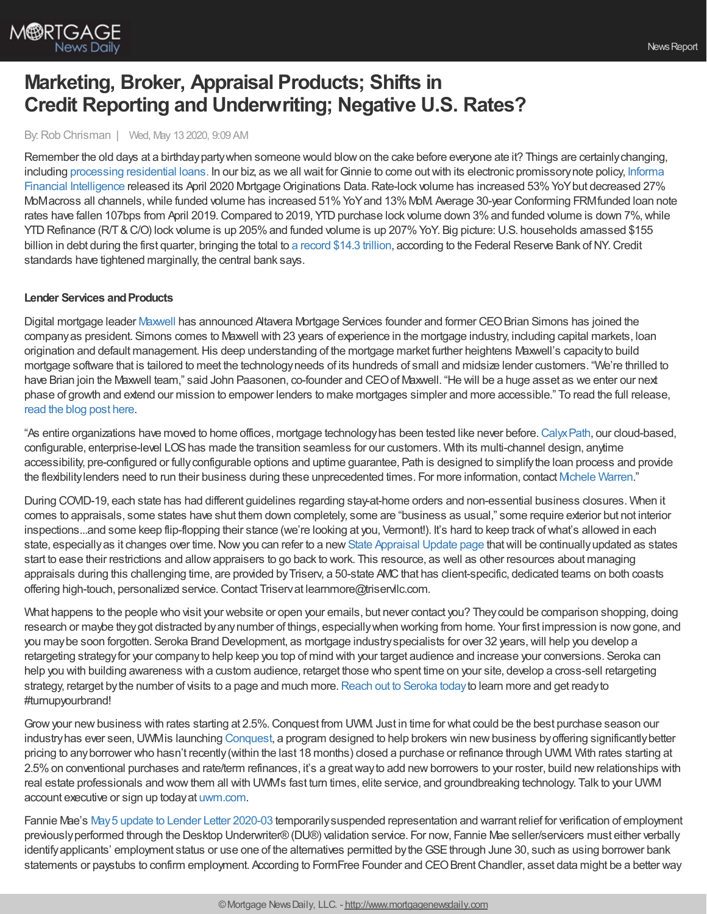# Marketing, Broker, Appraisal Products; Shifts in Credit Reporting and Underwriting; Negative U.S. Rates?

By: Rob Chrisman | Wed, May 13 2020, 9:09 AM

Remember the old days at a birthday party when someone would blow on the cake before everyone ate it? Things are certainly changing, including processing residential loans. In our biz, as we all wait for Ginnie to come out with its electronic promissory note policy, Informa Financial Intelligence released its April 2020 Mortgage Originations Data. Rate-lock volume has increased 53% YoY but decreased 27% MoM across all channels, while funded volume has increased 51% YoY and 13% MoM. Average 30-year Conforming FRM funded loan note rates have fallen 107bps from April 2019. Compared to 2019, YTD purchase lock volume down 3% and funded volume is down 7%, while YTD Refinance (R/T & C/O) lock volume is up 205% and funded volume is up 207% YoY. Big picture: U.S. households amassed $155 billion in debt during the first quarter, bringing the total to a record $14.3 trillion, according to the Federal Reserve Bank of NY. Credit standards have tightened marginally, the central bank says.

**Lender Services and Products**

Digital mortgage leader Maxwell has announced Altavera Mortgage Services founder and former CEO Brian Simons has joined the company as president. Simons comes to Maxwell with 23 years of experience in the mortgage industry, including capital markets, loan origination and default management. His deep understanding of the mortgage market further heightens Maxwell's capacity to build mortgage software that is tailored to meet the technology needs of its hundreds of small and midsize lender customers. "We're thrilled to have Brian join the Maxwell team," said John Paasonen, co-founder and CEO of Maxwell. "He will be a huge asset as we enter our next phase of growth and extend our mission to empower lenders to make mortgages simpler and more accessible." To read the full release, read the blog post here.

"As entire organizations have moved to home offices, mortgage technology has been tested like never before. Calyx Path, our cloud-based, configurable, enterprise-level LOS has made the transition seamless for our customers. With its multi-channel design, anytime accessibility, pre-configured or fully configurable options and uptime guarantee, Path is designed to simplify the loan process and provide the flexibility lenders need to run their business during these unprecedented times. For more information, contact Michele Warren."

During COVID-19, each state has had different guidelines regarding stay-at-home orders and non-essential business closures. When it comes to appraisals, some states have shut them down completely, some are "business as usual," some require exterior but not interior inspections...and some keep flip-flopping their stance (we're looking at you, Vermont!). It's hard to keep track of what's allowed in each state, especially as it changes over time. Now you can refer to a new State Appraisal Update page that will be continually updated as states start to ease their restrictions and allow appraisers to go back to work. This resource, as well as other resources about managing appraisals during this challenging time, are provided by Triserv, a 50-state AMC that has client-specific, dedicated teams on both coasts offering high-touch, personalized service. Contact Triserv at learnmore@triservllc.com.

What happens to the people who visit your website or open your emails, but never contact you? They could be comparison shopping, doing research or maybe they got distracted by any number of things, especially when working from home. Your first impression is now gone, and you may be soon forgotten. Seroka Brand Development, as mortgage industry specialists for over 32 years, will help you develop a retargeting strategy for your company to help keep you top of mind with your target audience and increase your conversions. Seroka can help you with building awareness with a custom audience, retarget those who spent time on your site, develop a cross-sell retargeting strategy, retarget by the number of visits to a page and much more. Reach out to Seroka today to learn more and get ready to #turnupyourbrand!

Grow your new business with rates starting at 2.5%. Conquest from UWM. Just in time for what could be the best purchase season our industry has ever seen, UWM is launching Conquest, a program designed to help brokers win new business by offering significantly better pricing to any borrower who hasn't recently (within the last 18 months) closed a purchase or refinance through UWM. With rates starting at 2.5% on conventional purchases and rate/term refinances, it's a great way to add new borrowers to your roster, build new relationships with real estate professionals and wow them all with UWM's fast turn times, elite service, and groundbreaking technology. Talk to your UWM account executive or sign up today at uwm.com.

Fannie Mae's May 5 update to Lender Letter 2020-03 temporarily suspended representation and warrant relief for verification of employment previously performed through the Desktop Underwriter® (DU®) validation service. For now, Fannie Mae seller/servicers must either verbally identify applicants' employment status or use one of the alternatives permitted by the GSE through June 30, such as using borrower bank statements or paystubs to confirm employment. According to FormFree Founder and CEO Brent Chandler, asset data might be a better way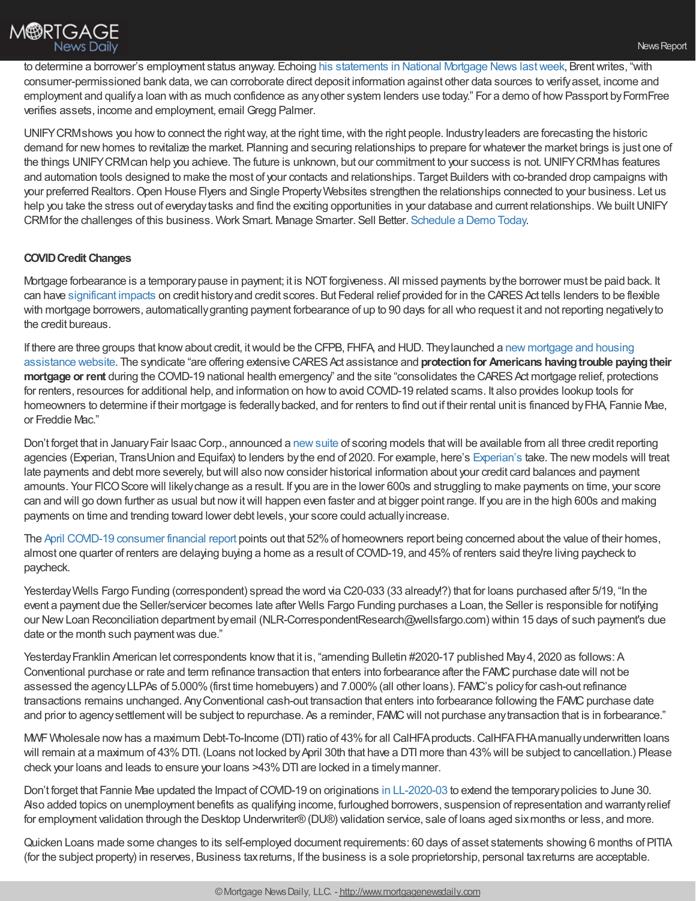to determine a borrower's employment status anyway. Echoing his statements in National Mortgage News last week, Brent writes, "with consumer-permissioned bank data, we can corroborate direct deposit information against other data sources to verify asset, income and employment and qualify a loan with as much confidence as any other system lenders use today." For a demo of how Passport by FormFree verifies assets, income and employment, email Gregg Palmer.

UNIFY CRM shows you how to connect the right way, at the right time, with the right people. Industry leaders are forecasting the historic demand for new homes to revitalize the market. Planning and securing relationships to prepare for whatever the market brings is just one of the things UNIFY CRM can help you achieve. The future is unknown, but our commitment to your success is not. UNIFY CRM has features and automation tools designed to make the most of your contacts and relationships. Target Builders with co-branded drop campaigns with your preferred Realtors. Open House Flyers and Single Property Websites strengthen the relationships connected to your business. Let us help you take the stress out of everyday tasks and find the exciting opportunities in your database and current relationships. We built UNIFY CRM for the challenges of this business. Work Smart. Manage Smarter. Sell Better. Schedule a Demo Today.

**COVID Credit Changes**

Mortgage forbearance is a temporary pause in payment; it is NOT forgiveness. All missed payments by the borrower must be paid back. It can have significant impacts on credit history and credit scores. But Federal relief provided for in the CARES Act tells lenders to be flexible with mortgage borrowers, automatically granting payment forbearance of up to 90 days for all who request it and not reporting negatively to the credit bureaus.

If there are three groups that know about credit, it would be the CFPB, FHFA, and HUD. They launched a new mortgage and housing assistance website. The syndicate "are offering extensive CARES Act assistance and **protection for Americans having trouble paying their mortgage or rent** during the COVID-19 national health emergency" and the site "consolidates the CARES Act mortgage relief, protections for renters, resources for additional help, and information on how to avoid COVID-19 related scams. It also provides lookup tools for homeowners to determine if their mortgage is federally backed, and for renters to find out if their rental unit is financed by FHA, Fannie Mae, or Freddie Mac."

Don't forget that in January Fair Isaac Corp., announced a new suite of scoring models that will be available from all three credit reporting agencies (Experian, TransUnion and Equifax) to lenders by the end of 2020. For example, here's Experian's take. The new models will treat late payments and debt more severely, but will also now consider historical information about your credit card balances and payment amounts. Your FICO Score will likely change as a result. If you are in the lower 600s and struggling to make payments on time, your score can and will go down further as usual but now it will happen even faster and at bigger point range. If you are in the high 600s and making payments on time and trending toward lower debt levels, your score could actually increase.

The April COVID-19 consumer financial report points out that 52% of homeowners report being concerned about the value of their homes, almost one quarter of renters are delaying buying a home as a result of COVID-19, and 45% of renters said they're living paycheck to paycheck.

Yesterday Wells Fargo Funding (correspondent) spread the word via C20-033 (33 already!?) that for loans purchased after 5/19, "In the event a payment due the Seller/servicer becomes late after Wells Fargo Funding purchases a Loan, the Seller is responsible for notifying our New Loan Reconciliation department by email (NLR-CorrespondentResearch@wellsfargo.com) within 15 days of such payment's due date or the month such payment was due."

Yesterday Franklin American let correspondents know that it is, "amending Bulletin #2020-17 published May 4, 2020 as follows: A Conventional purchase or rate and term refinance transaction that enters into forbearance after the FAMC purchase date will not be assessed the agency LLPAs of 5.000% (first time homebuyers) and 7.000% (all other loans). FAMC's policy for cash-out refinance transactions remains unchanged. Any Conventional cash-out transaction that enters into forbearance following the FAMC purchase date and prior to agency settlement will be subject to repurchase. As a reminder, FAMC will not purchase any transaction that is in forbearance."

MWF Wholesale now has a maximum Debt-To-Income (DTI) ratio of 43% for all CalHFA products. CalHFA FHA manually underwritten loans will remain at a maximum of 43% DTI. (Loans not locked by April 30th that have a DTI more than 43% will be subject to cancellation.) Please check your loans and leads to ensure your loans >43% DTI are locked in a timely manner.

Don't forget that Fannie Mae updated the Impact of COVID-19 on originations in LL-2020-03 to extend the temporary policies to June 30. Also added topics on unemployment benefits as qualifying income, furloughed borrowers, suspension of representation and warranty relief for employment validation through the Desktop Underwriter® (DU®) validation service, sale of loans aged six months or less, and more.

Quicken Loans made some changes to its self-employed document requirements: 60 days of asset statements showing 6 months of PITIA (for the subject property) in reserves, Business tax returns, If the business is a sole proprietorship, personal tax returns are acceptable.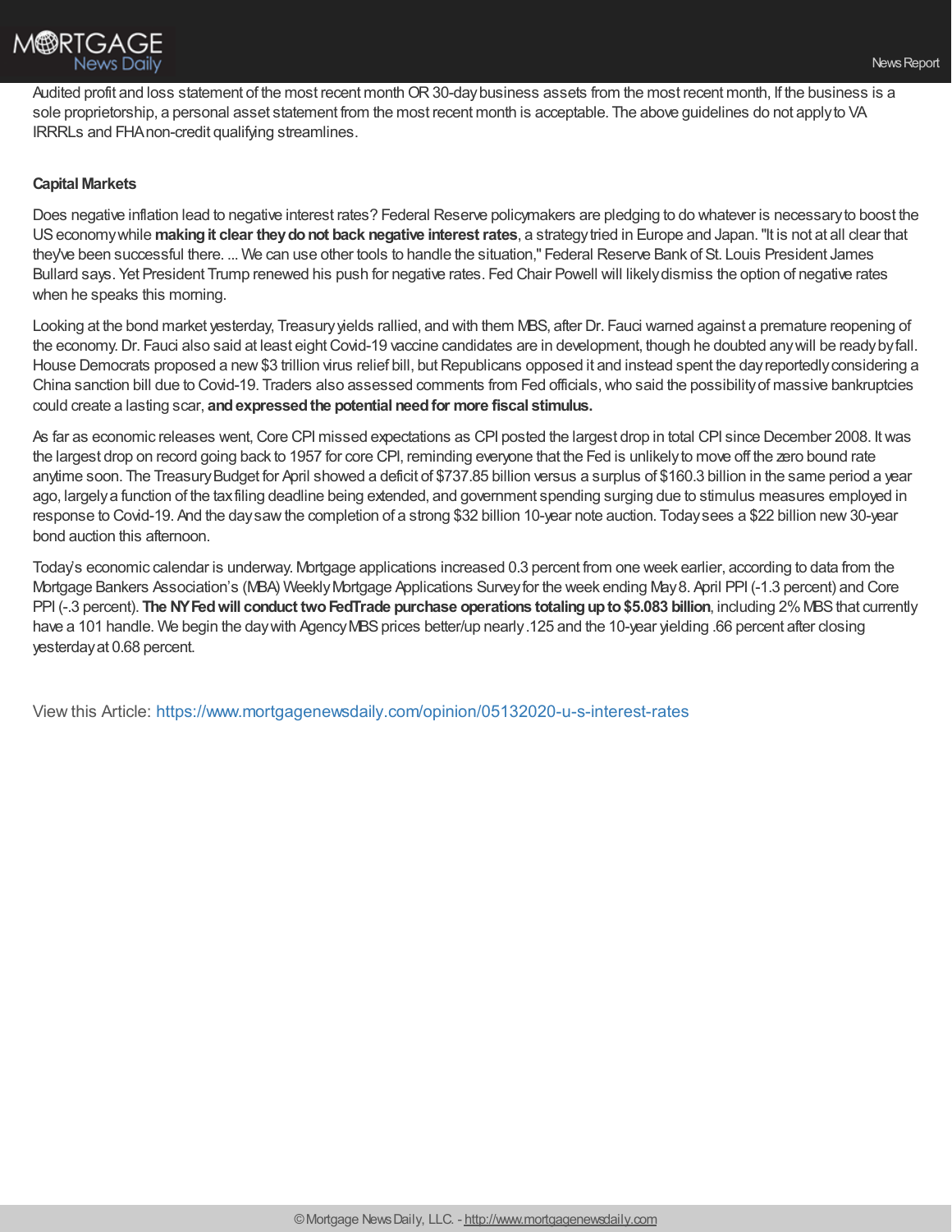Audited profit and loss statement of the most recent month OR 30-day business assets from the most recent month, If the business is a sole proprietorship, a personal asset statement from the most recent month is acceptable. The above guidelines do not apply to VA IRRRLs and FHA non-credit qualifying streamlines.

**Capital Markets**

Does negative inflation lead to negative interest rates? Federal Reserve policymakers are pledging to do whatever is necessary to boost the US economy while **making it clear they do not back negative interest rates**, a strategy tried in Europe and Japan. "It is not at all clear that they've been successful there. ... We can use other tools to handle the situation," Federal Reserve Bank of St. Louis President James Bullard says. Yet President Trump renewed his push for negative rates. Fed Chair Powell will likely dismiss the option of negative rates when he speaks this morning.

Looking at the bond market yesterday, Treasury yields rallied, and with them MBS, after Dr. Fauci warned against a premature reopening of the economy. Dr. Fauci also said at least eight Covid-19 vaccine candidates are in development, though he doubted any will be ready by fall. House Democrats proposed a new $3 trillion virus relief bill, but Republicans opposed it and instead spent the day reportedly considering a China sanction bill due to Covid-19. Traders also assessed comments from Fed officials, who said the possibility of massive bankruptcies could create a lasting scar, **and expressed the potential need for more fiscal stimulus.**

As far as economic releases went, Core CPI missed expectations as CPI posted the largest drop in total CPI since December 2008. It was the largest drop on record going back to 1957 for core CPI, reminding everyone that the Fed is unlikely to move off the zero bound rate anytime soon. The Treasury Budget for April showed a deficit of $737.85 billion versus a surplus of $160.3 billion in the same period a year ago, largely a function of the tax filing deadline being extended, and government spending surging due to stimulus measures employed in response to Covid-19. And the day saw the completion of a strong $32 billion 10-year note auction. Today sees a $22 billion new 30-year bond auction this afternoon.

Today's economic calendar is underway. Mortgage applications increased 0.3 percent from one week earlier, according to data from the Mortgage Bankers Association's (MBA) Weekly Mortgage Applications Survey for the week ending May 8. April PPI (-1.3 percent) and Core PPI (-.3 percent). **The NY Fed will conduct two FedTrade purchase operations totaling up to $5.083 billion**, including 2% MBS that currently have a 101 handle. We begin the day with Agency MBS prices better/up nearly .125 and the 10-year yielding .66 percent after closing yesterday at 0.68 percent.

View this Article: https://www.mortgagenewsdaily.com/opinion/05132020-u-s-interest-rates